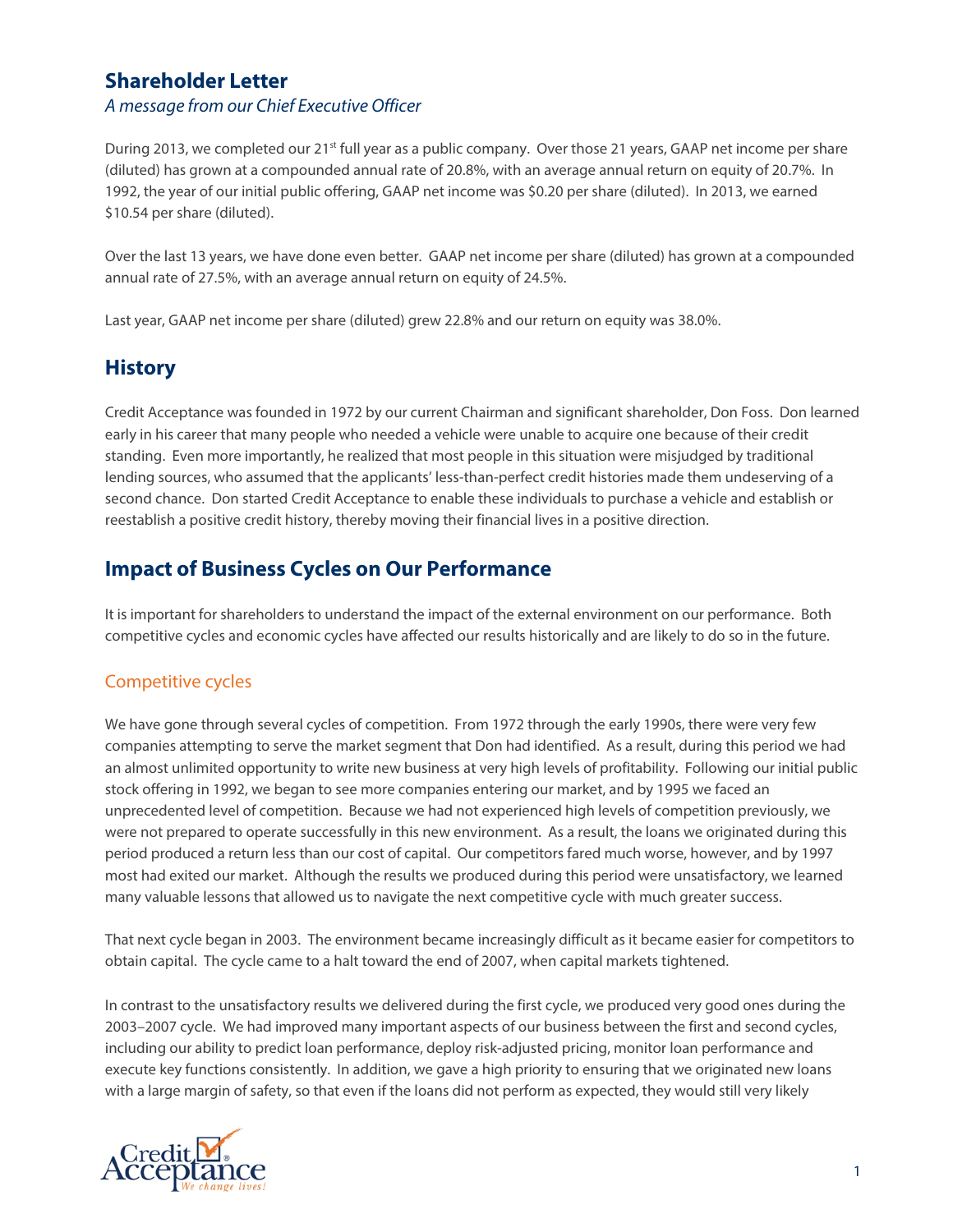# Shareholder Letter

*A message from our Chief Executive Officer*

During 2013, we completed our 21st full year as a public company. Over those 21 years, GAAP net income per share (diluted) has grown at a compounded annual rate of 20.8%, with an average annual return on equity of 20.7%. In 1992, the year of our initial public offering, GAAP net income was $0.20 per share (diluted). In 2013, we earned $10.54 per share (diluted).

Over the last 13 years, we have done even better. GAAP net income per share (diluted) has grown at a compounded annual rate of 27.5%, with an average annual return on equity of 24.5%.

Last year, GAAP net income per share (diluted) grew 22.8% and our return on equity was 38.0%.

## History

Credit Acceptance was founded in 1972 by our current Chairman and significant shareholder, Don Foss. Don learned early in his career that many people who needed a vehicle were unable to acquire one because of their credit standing. Even more importantly, he realized that most people in this situation were misjudged by traditional lending sources, who assumed that the applicants' less-than-perfect credit histories made them undeserving of a second chance. Don started Credit Acceptance to enable these individuals to purchase a vehicle and establish or reestablish a positive credit history, thereby moving their financial lives in a positive direction.

## Impact of Business Cycles on Our Performance

It is important for shareholders to understand the impact of the external environment on our performance. Both competitive cycles and economic cycles have affected our results historically and are likely to do so in the future.

### Competitive cycles

We have gone through several cycles of competition. From 1972 through the early 1990s, there were very few companies attempting to serve the market segment that Don had identified. As a result, during this period we had an almost unlimited opportunity to write new business at very high levels of profitability. Following our initial public stock offering in 1992, we began to see more companies entering our market, and by 1995 we faced an unprecedented level of competition. Because we had not experienced high levels of competition previously, we were not prepared to operate successfully in this new environment. As a result, the loans we originated during this period produced a return less than our cost of capital. Our competitors fared much worse, however, and by 1997 most had exited our market. Although the results we produced during this period were unsatisfactory, we learned many valuable lessons that allowed us to navigate the next competitive cycle with much greater success.

That next cycle began in 2003. The environment became increasingly difficult as it became easier for competitors to obtain capital. The cycle came to a halt toward the end of 2007, when capital markets tightened.

In contrast to the unsatisfactory results we delivered during the first cycle, we produced very good ones during the 2003–2007 cycle. We had improved many important aspects of our business between the first and second cycles, including our ability to predict loan performance, deploy risk-adjusted pricing, monitor loan performance and execute key functions consistently. In addition, we gave a high priority to ensuring that we originated new loans with a large margin of safety, so that even if the loans did not perform as expected, they would still very likely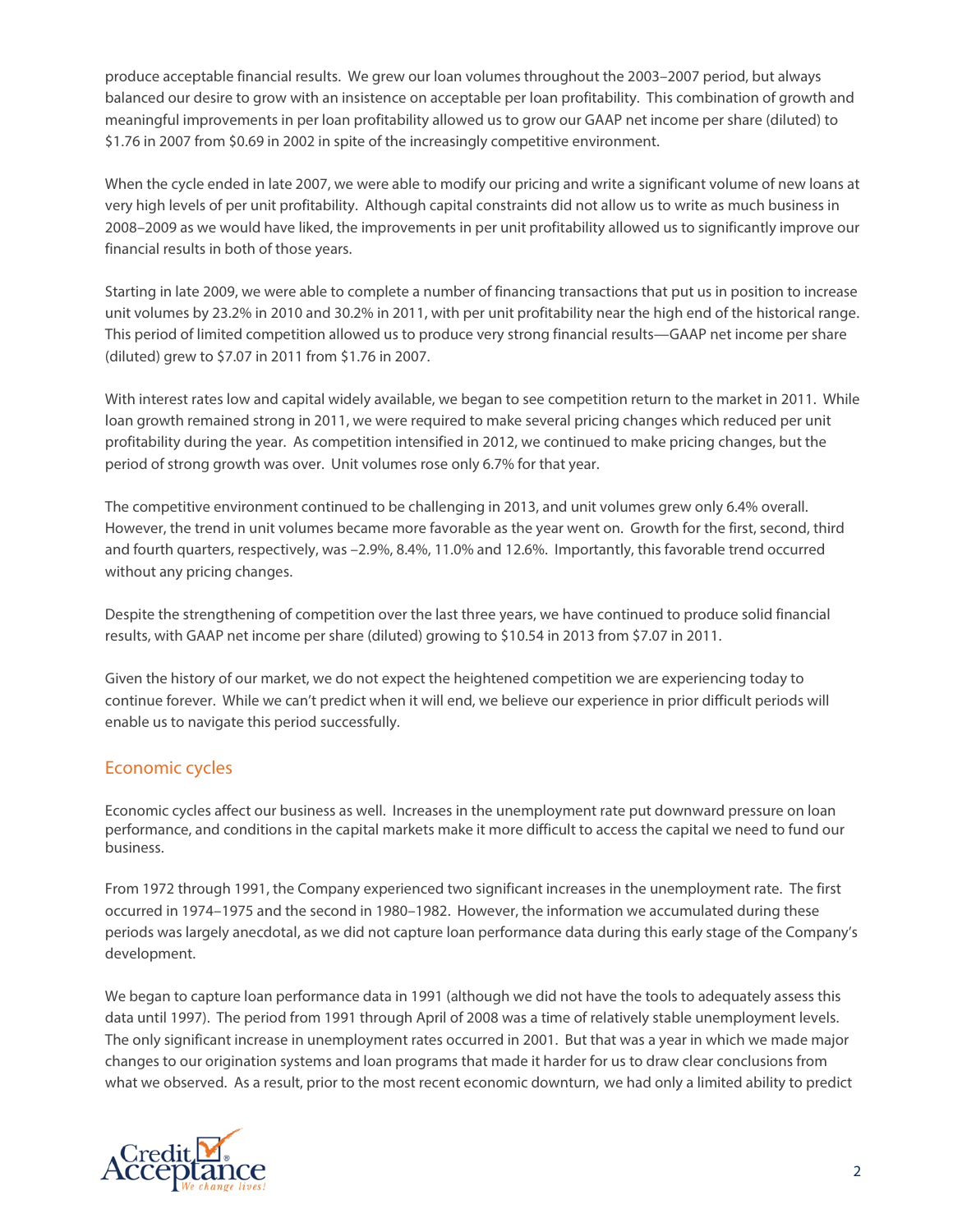produce acceptable financial results. We grew our loan volumes throughout the 2003–2007 period, but always balanced our desire to grow with an insistence on acceptable per loan profitability. This combination of growth and meaningful improvements in per loan profitability allowed us to grow our GAAP net income per share (diluted) to $1.76 in 2007 from $0.69 in 2002 in spite of the increasingly competitive environment.

When the cycle ended in late 2007, we were able to modify our pricing and write a significant volume of new loans at very high levels of per unit profitability. Although capital constraints did not allow us to write as much business in 2008–2009 as we would have liked, the improvements in per unit profitability allowed us to significantly improve our financial results in both of those years.

Starting in late 2009, we were able to complete a number of financing transactions that put us in position to increase unit volumes by 23.2% in 2010 and 30.2% in 2011, with per unit profitability near the high end of the historical range. This period of limited competition allowed us to produce very strong financial results—GAAP net income per share (diluted) grew to $7.07 in 2011 from $1.76 in 2007.

With interest rates low and capital widely available, we began to see competition return to the market in 2011. While loan growth remained strong in 2011, we were required to make several pricing changes which reduced per unit profitability during the year. As competition intensified in 2012, we continued to make pricing changes, but the period of strong growth was over. Unit volumes rose only 6.7% for that year.

The competitive environment continued to be challenging in 2013, and unit volumes grew only 6.4% overall. However, the trend in unit volumes became more favorable as the year went on. Growth for the first, second, third and fourth quarters, respectively, was –2.9%, 8.4%, 11.0% and 12.6%. Importantly, this favorable trend occurred without any pricing changes.

Despite the strengthening of competition over the last three years, we have continued to produce solid financial results, with GAAP net income per share (diluted) growing to $10.54 in 2013 from $7.07 in 2011.

Given the history of our market, we do not expect the heightened competition we are experiencing today to continue forever. While we can't predict when it will end, we believe our experience in prior difficult periods will enable us to navigate this period successfully.

## Economic cycles

Economic cycles affect our business as well. Increases in the unemployment rate put downward pressure on loan performance, and conditions in the capital markets make it more difficult to access the capital we need to fund our business.

From 1972 through 1991, the Company experienced two significant increases in the unemployment rate. The first occurred in 1974–1975 and the second in 1980–1982. However, the information we accumulated during these periods was largely anecdotal, as we did not capture loan performance data during this early stage of the Company's development.

We began to capture loan performance data in 1991 (although we did not have the tools to adequately assess this data until 1997). The period from 1991 through April of 2008 was a time of relatively stable unemployment levels. The only significant increase in unemployment rates occurred in 2001. But that was a year in which we made major changes to our origination systems and loan programs that made it harder for us to draw clear conclusions from what we observed. As a result, prior to the most recent economic downturn, we had only a limited ability to predict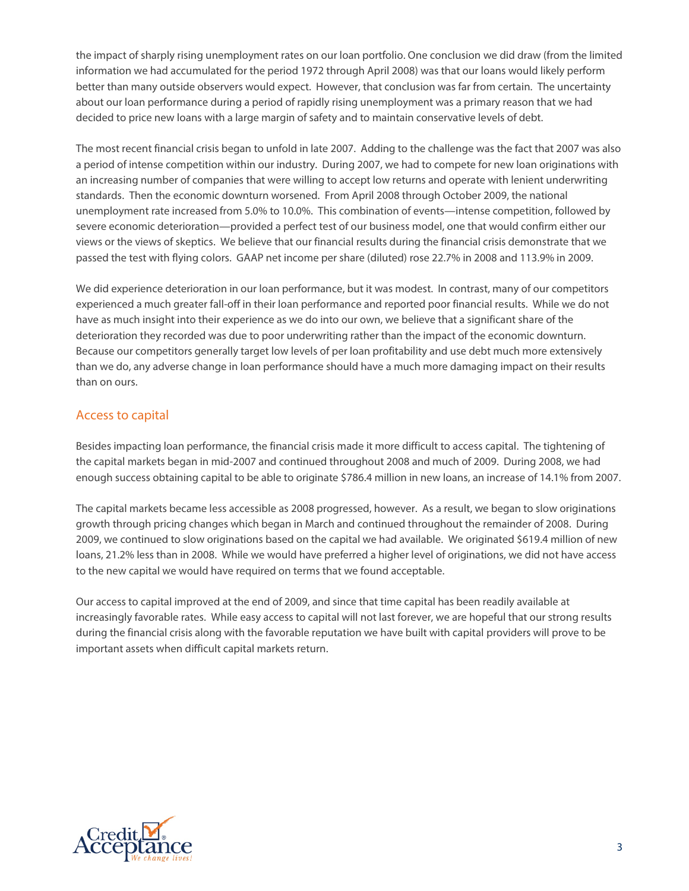the impact of sharply rising unemployment rates on our loan portfolio. One conclusion we did draw (from the limited information we had accumulated for the period 1972 through April 2008) was that our loans would likely perform better than many outside observers would expect. However, that conclusion was far from certain. The uncertainty about our loan performance during a period of rapidly rising unemployment was a primary reason that we had decided to price new loans with a large margin of safety and to maintain conservative levels of debt.

The most recent financial crisis began to unfold in late 2007. Adding to the challenge was the fact that 2007 was also a period of intense competition within our industry. During 2007, we had to compete for new loan originations with an increasing number of companies that were willing to accept low returns and operate with lenient underwriting standards. Then the economic downturn worsened. From April 2008 through October 2009, the national unemployment rate increased from 5.0% to 10.0%. This combination of events—intense competition, followed by severe economic deterioration—provided a perfect test of our business model, one that would confirm either our views or the views of skeptics. We believe that our financial results during the financial crisis demonstrate that we passed the test with flying colors. GAAP net income per share (diluted) rose 22.7% in 2008 and 113.9% in 2009.

We did experience deterioration in our loan performance, but it was modest. In contrast, many of our competitors experienced a much greater fall-off in their loan performance and reported poor financial results. While we do not have as much insight into their experience as we do into our own, we believe that a significant share of the deterioration they recorded was due to poor underwriting rather than the impact of the economic downturn. Because our competitors generally target low levels of per loan profitability and use debt much more extensively than we do, any adverse change in loan performance should have a much more damaging impact on their results than on ours.

## Access to capital

Besides impacting loan performance, the financial crisis made it more difficult to access capital. The tightening of the capital markets began in mid-2007 and continued throughout 2008 and much of 2009. During 2008, we had enough success obtaining capital to be able to originate $786.4 million in new loans, an increase of 14.1% from 2007.

The capital markets became less accessible as 2008 progressed, however. As a result, we began to slow originations growth through pricing changes which began in March and continued throughout the remainder of 2008. During 2009, we continued to slow originations based on the capital we had available. We originated $619.4 million of new loans, 21.2% less than in 2008. While we would have preferred a higher level of originations, we did not have access to the new capital we would have required on terms that we found acceptable.

Our access to capital improved at the end of 2009, and since that time capital has been readily available at increasingly favorable rates. While easy access to capital will not last forever, we are hopeful that our strong results during the financial crisis along with the favorable reputation we have built with capital providers will prove to be important assets when difficult capital markets return.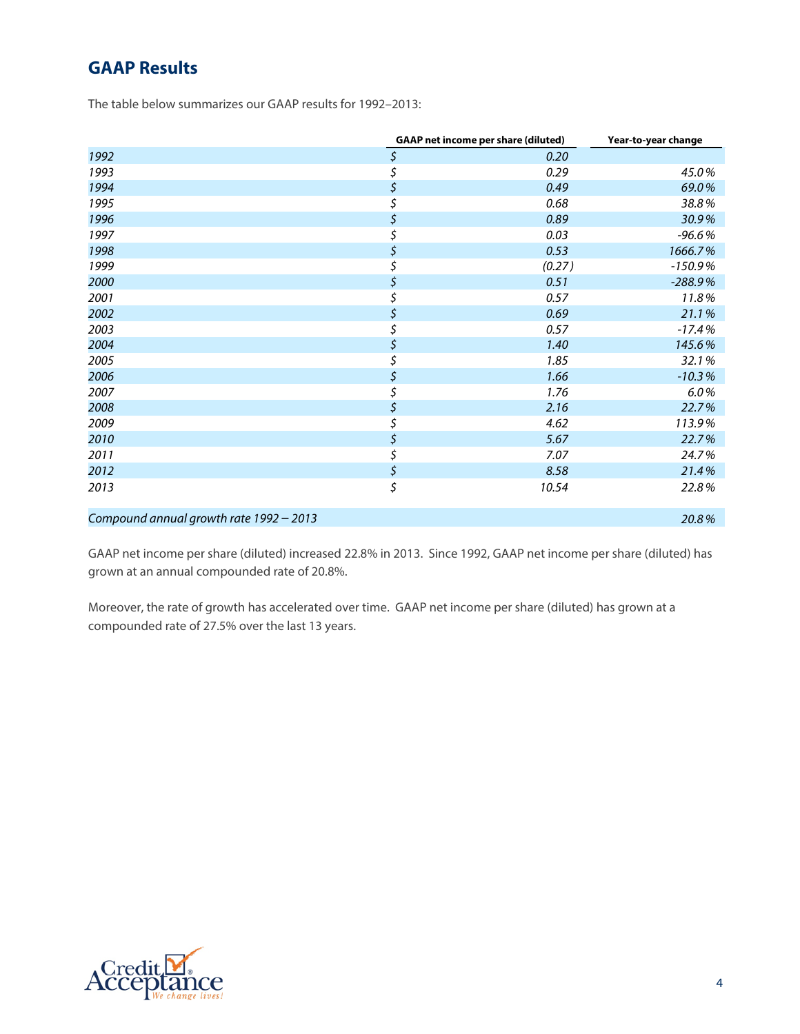## GAAP Results

The table below summarizes our GAAP results for 1992–2013:

| | GAAP net income per share (diluted) | Year-to-year change |
|---|---|---|
| *1992* | *$ 0.20* | |
| *1993* | *$ 0.29* | *45.0%* |
| *1994* | *$ 0.49* | *69.0%* |
| *1995* | *$ 0.68* | *38.8%* |
| *1996* | *$ 0.89* | *30.9%* |
| *1997* | *$ 0.03* | *-96.6%* |
| *1998* | *$ 0.53* | *1666.7%* |
| *1999* | *$ (0.27)* | *-150.9%* |
| *2000* | *$ 0.51* | *-288.9%* |
| *2001* | *$ 0.57* | *11.8%* |
| *2002* | *$ 0.69* | *21.1%* |
| *2003* | *$ 0.57* | *-17.4%* |
| *2004* | *$ 1.40* | *145.6%* |
| *2005* | *$ 1.85* | *32.1%* |
| *2006* | *$ 1.66* | *-10.3%* |
| *2007* | *$ 1.76* | *6.0%* |
| *2008* | *$ 2.16* | *22.7%* |
| *2009* | *$ 4.62* | *113.9%* |
| *2010* | *$ 5.67* | *22.7%* |
| *2011* | *$ 7.07* | *24.7%* |
| *2012* | *$ 8.58* | *21.4%* |
| *2013* | *$ 10.54* | *22.8%* |
| *Compound annual growth rate 1992 – 2013* | | *20.8%* |

GAAP net income per share (diluted) increased 22.8% in 2013. Since 1992, GAAP net income per share (diluted) has grown at an annual compounded rate of 20.8%.

Moreover, the rate of growth has accelerated over time. GAAP net income per share (diluted) has grown at a compounded rate of 27.5% over the last 13 years.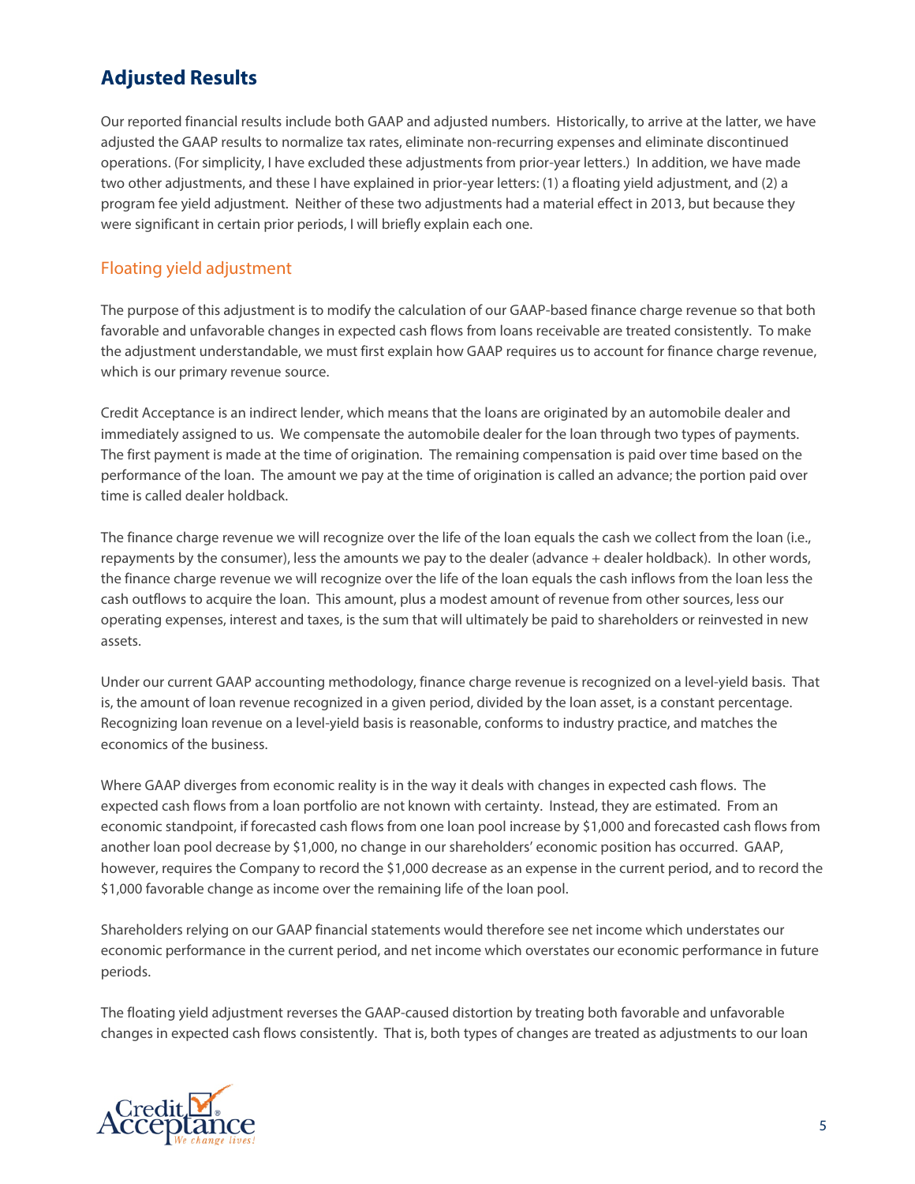## Adjusted Results

Our reported financial results include both GAAP and adjusted numbers. Historically, to arrive at the latter, we have adjusted the GAAP results to normalize tax rates, eliminate non-recurring expenses and eliminate discontinued operations. (For simplicity, I have excluded these adjustments from prior-year letters.) In addition, we have made two other adjustments, and these I have explained in prior-year letters: (1) a floating yield adjustment, and (2) a program fee yield adjustment. Neither of these two adjustments had a material effect in 2013, but because they were significant in certain prior periods, I will briefly explain each one.

### Floating yield adjustment

The purpose of this adjustment is to modify the calculation of our GAAP-based finance charge revenue so that both favorable and unfavorable changes in expected cash flows from loans receivable are treated consistently. To make the adjustment understandable, we must first explain how GAAP requires us to account for finance charge revenue, which is our primary revenue source.

Credit Acceptance is an indirect lender, which means that the loans are originated by an automobile dealer and immediately assigned to us. We compensate the automobile dealer for the loan through two types of payments. The first payment is made at the time of origination. The remaining compensation is paid over time based on the performance of the loan. The amount we pay at the time of origination is called an advance; the portion paid over time is called dealer holdback.

The finance charge revenue we will recognize over the life of the loan equals the cash we collect from the loan (i.e., repayments by the consumer), less the amounts we pay to the dealer (advance + dealer holdback). In other words, the finance charge revenue we will recognize over the life of the loan equals the cash inflows from the loan less the cash outflows to acquire the loan. This amount, plus a modest amount of revenue from other sources, less our operating expenses, interest and taxes, is the sum that will ultimately be paid to shareholders or reinvested in new assets.

Under our current GAAP accounting methodology, finance charge revenue is recognized on a level-yield basis. That is, the amount of loan revenue recognized in a given period, divided by the loan asset, is a constant percentage. Recognizing loan revenue on a level-yield basis is reasonable, conforms to industry practice, and matches the economics of the business.

Where GAAP diverges from economic reality is in the way it deals with changes in expected cash flows. The expected cash flows from a loan portfolio are not known with certainty. Instead, they are estimated. From an economic standpoint, if forecasted cash flows from one loan pool increase by $1,000 and forecasted cash flows from another loan pool decrease by $1,000, no change in our shareholders' economic position has occurred. GAAP, however, requires the Company to record the $1,000 decrease as an expense in the current period, and to record the $1,000 favorable change as income over the remaining life of the loan pool.

Shareholders relying on our GAAP financial statements would therefore see net income which understates our economic performance in the current period, and net income which overstates our economic performance in future periods.

The floating yield adjustment reverses the GAAP-caused distortion by treating both favorable and unfavorable changes in expected cash flows consistently. That is, both types of changes are treated as adjustments to our loan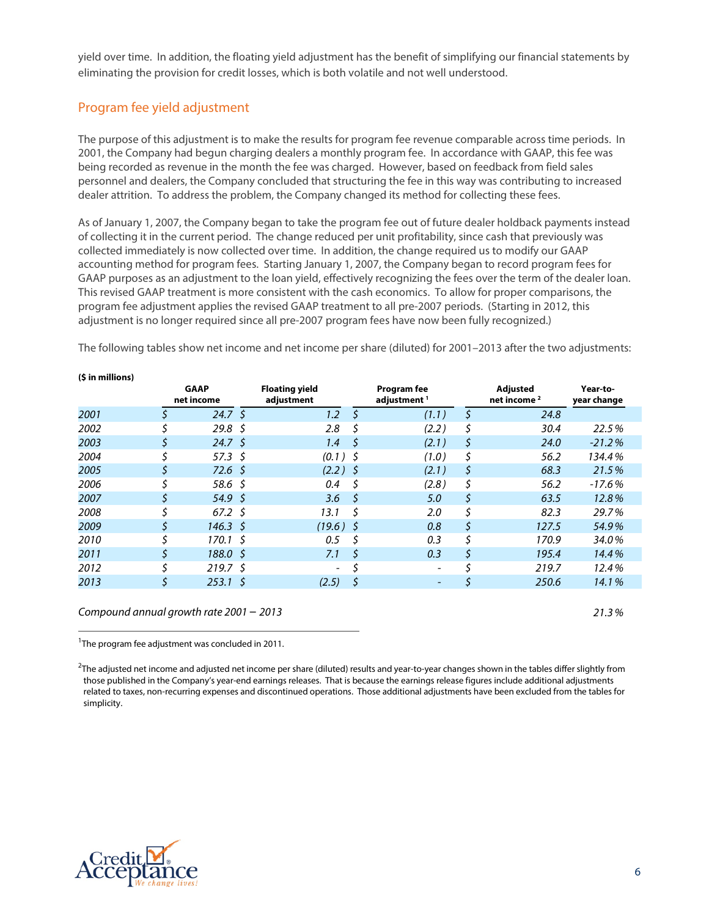yield over time. In addition, the floating yield adjustment has the benefit of simplifying our financial statements by eliminating the provision for credit losses, which is both volatile and not well understood.

## Program fee yield adjustment

The purpose of this adjustment is to make the results for program fee revenue comparable across time periods. In 2001, the Company had begun charging dealers a monthly program fee. In accordance with GAAP, this fee was being recorded as revenue in the month the fee was charged. However, based on feedback from field sales personnel and dealers, the Company concluded that structuring the fee in this way was contributing to increased dealer attrition. To address the problem, the Company changed its method for collecting these fees.

As of January 1, 2007, the Company began to take the program fee out of future dealer holdback payments instead of collecting it in the current period. The change reduced per unit profitability, since cash that previously was collected immediately is now collected over time. In addition, the change required us to modify our GAAP accounting method for program fees. Starting January 1, 2007, the Company began to record program fees for GAAP purposes as an adjustment to the loan yield, effectively recognizing the fees over the term of the dealer loan. This revised GAAP treatment is more consistent with the cash economics. To allow for proper comparisons, the program fee adjustment applies the revised GAAP treatment to all pre-2007 periods. (Starting in 2012, this adjustment is no longer required since all pre-2007 program fees have now been fully recognized.)

The following tables show net income and net income per share (diluted) for 2001–2013 after the two adjustments:

**($ in millions)**

| | GAAP net income | Floating yield adjustment | Program fee adjustment [1] | Adjusted net income [2] | Year-to-year change |
|---|---|---|---|---|---|
| *2001* | $ 24.7 | $ 1.2 | $ (1.1) | $ 24.8 | |
| *2002* | $ 29.8 | $ 2.8 | $ (2.2) | $ 30.4 | 22.5% |
| *2003* | $ 24.7 | $ 1.4 | $ (2.1) | $ 24.0 | -21.2% |
| *2004* | $ 57.3 | $ (0.1) | $ (1.0) | $ 56.2 | 134.4% |
| *2005* | $ 72.6 | $ (2.2) | $ (2.1) | $ 68.3 | 21.5% |
| *2006* | $ 58.6 | $ 0.4 | $ (2.8) | $ 56.2 | -17.6% |
| *2007* | $ 54.9 | $ 3.6 | $ 5.0 | $ 63.5 | 12.8% |
| *2008* | $ 67.2 | $ 13.1 | $ 2.0 | $ 82.3 | 29.7% |
| *2009* | $ 146.3 | $ (19.6) | $ 0.8 | $ 127.5 | 54.9% |
| *2010* | $ 170.1 | $ 0.5 | $ 0.3 | $ 170.9 | 34.0% |
| *2011* | $ 188.0 | $ 7.1 | $ 0.3 | $ 195.4 | 14.4% |
| *2012* | $ 219.7 | $ - | $ - | $ 219.7 | 12.4% |
| *2013* | $ 253.1 | $ (2.5) | $ - | $ 250.6 | 14.1% |

*Compound annual growth rate 2001 – 2013* — *21.3%*

[1] The program fee adjustment was concluded in 2011.

[2] The adjusted net income and adjusted net income per share (diluted) results and year-to-year changes shown in the tables differ slightly from those published in the Company's year-end earnings releases. That is because the earnings release figures include additional adjustments related to taxes, non-recurring expenses and discontinued operations. Those additional adjustments have been excluded from the tables for simplicity.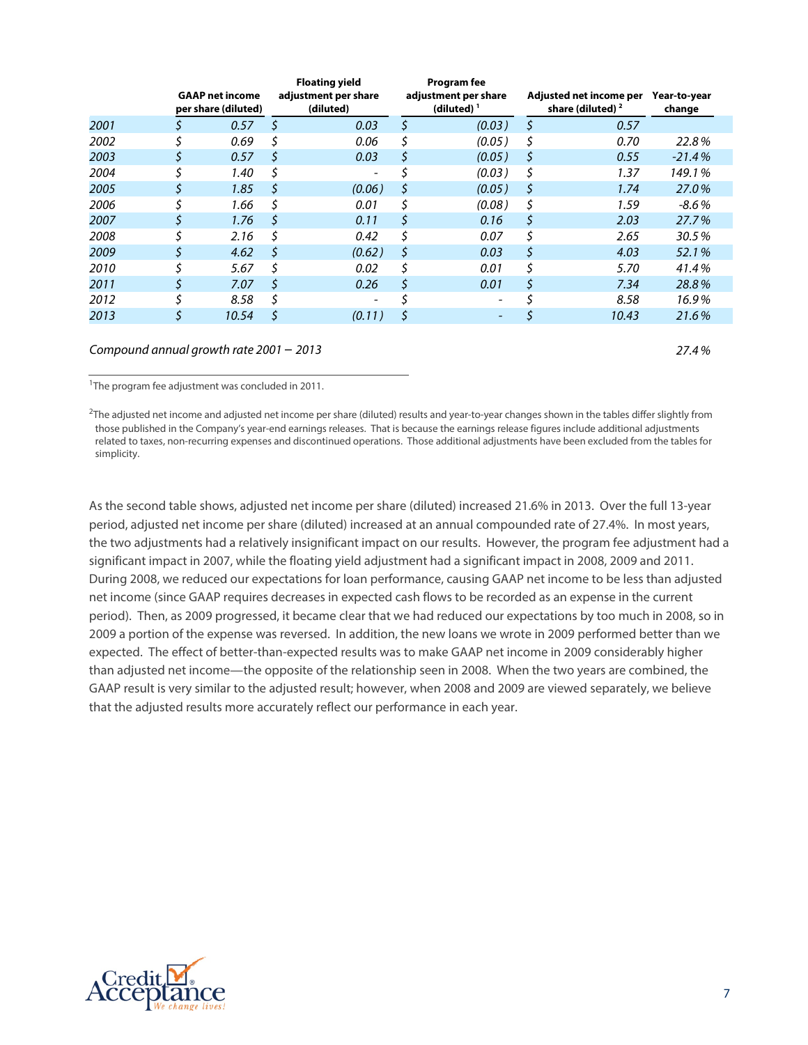| | GAAP net income per share (diluted) | Floating yield adjustment per share (diluted) | Program fee adjustment per share (diluted) [1] | Adjusted net income per share (diluted) [2] | Year-to-year change |
|---|---|---|---|---|---|
| *2001* | *$ 0.57* | *$ 0.03* | *$ (0.03)* | *$ 0.57* | |
| *2002* | *$ 0.69* | *$ 0.06* | *$ (0.05)* | *$ 0.70* | *22.8%* |
| *2003* | *$ 0.57* | *$ 0.03* | *$ (0.05)* | *$ 0.55* | *-21.4%* |
| *2004* | *$ 1.40* | *$ -* | *$ (0.03)* | *$ 1.37* | *149.1%* |
| *2005* | *$ 1.85* | *$ (0.06)* | *$ (0.05)* | *$ 1.74* | *27.0%* |
| *2006* | *$ 1.66* | *$ 0.01* | *$ (0.08)* | *$ 1.59* | *-8.6%* |
| *2007* | *$ 1.76* | *$ 0.11* | *$ 0.16* | *$ 2.03* | *27.7%* |
| *2008* | *$ 2.16* | *$ 0.42* | *$ 0.07* | *$ 2.65* | *30.5%* |
| *2009* | *$ 4.62* | *$ (0.62)* | *$ 0.03* | *$ 4.03* | *52.1%* |
| *2010* | *$ 5.67* | *$ 0.02* | *$ 0.01* | *$ 5.70* | *41.4%* |
| *2011* | *$ 7.07* | *$ 0.26* | *$ 0.01* | *$ 7.34* | *28.8%* |
| *2012* | *$ 8.58* | *$ -* | *$ -* | *$ 8.58* | *16.9%* |
| *2013* | *$ 10.54* | *$ (0.11)* | *$ -* | *$ 10.43* | *21.6%* |
| *Compound annual growth rate 2001 – 2013* | | | | | *27.4%* |

[1]The program fee adjustment was concluded in 2011.

[2]The adjusted net income and adjusted net income per share (diluted) results and year-to-year changes shown in the tables differ slightly from those published in the Company's year-end earnings releases. That is because the earnings release figures include additional adjustments related to taxes, non-recurring expenses and discontinued operations. Those additional adjustments have been excluded from the tables for simplicity.

As the second table shows, adjusted net income per share (diluted) increased 21.6% in 2013. Over the full 13-year period, adjusted net income per share (diluted) increased at an annual compounded rate of 27.4%. In most years, the two adjustments had a relatively insignificant impact on our results. However, the program fee adjustment had a significant impact in 2007, while the floating yield adjustment had a significant impact in 2008, 2009 and 2011. During 2008, we reduced our expectations for loan performance, causing GAAP net income to be less than adjusted net income (since GAAP requires decreases in expected cash flows to be recorded as an expense in the current period). Then, as 2009 progressed, it became clear that we had reduced our expectations by too much in 2008, so in 2009 a portion of the expense was reversed. In addition, the new loans we wrote in 2009 performed better than we expected. The effect of better-than-expected results was to make GAAP net income in 2009 considerably higher than adjusted net income—the opposite of the relationship seen in 2008. When the two years are combined, the GAAP result is very similar to the adjusted result; however, when 2008 and 2009 are viewed separately, we believe that the adjusted results more accurately reflect our performance in each year.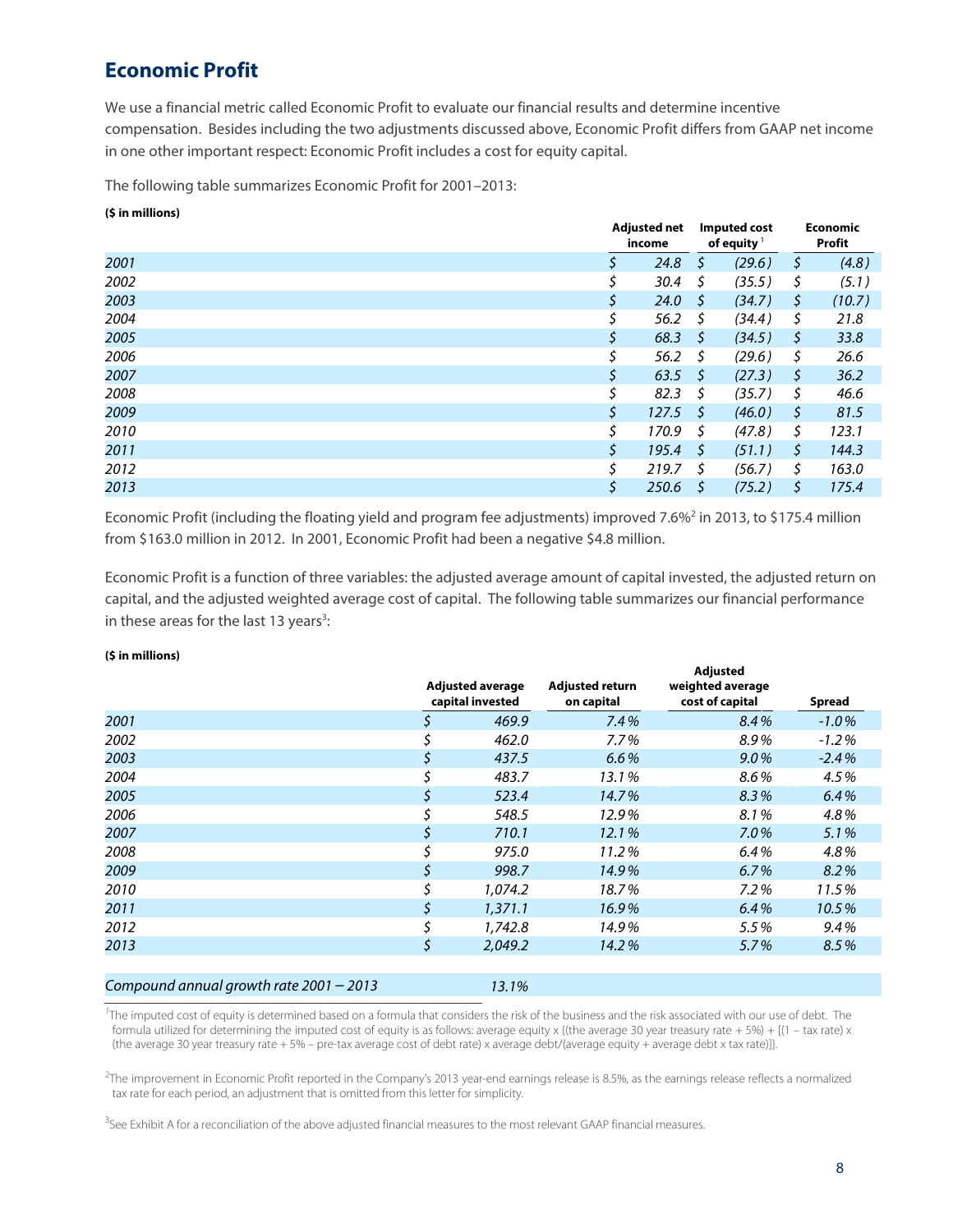## Economic Profit

We use a financial metric called Economic Profit to evaluate our financial results and determine incentive compensation. Besides including the two adjustments discussed above, Economic Profit differs from GAAP net income in one other important respect: Economic Profit includes a cost for equity capital.

The following table summarizes Economic Profit for 2001–2013:

**($ in millions)**

| | Adjusted net income | Imputed cost of equity [1] | Economic Profit |
|---|---|---|---|
| *2001* | $ 24.8 | $ (29.6) | $ (4.8) |
| *2002* | $ 30.4 | $ (35.5) | $ (5.1) |
| *2003* | $ 24.0 | $ (34.7) | $ (10.7) |
| *2004* | $ 56.2 | $ (34.4) | $ 21.8 |
| *2005* | $ 68.3 | $ (34.5) | $ 33.8 |
| *2006* | $ 56.2 | $ (29.6) | $ 26.6 |
| *2007* | $ 63.5 | $ (27.3) | $ 36.2 |
| *2008* | $ 82.3 | $ (35.7) | $ 46.6 |
| *2009* | $ 127.5 | $ (46.0) | $ 81.5 |
| *2010* | $ 170.9 | $ (47.8) | $ 123.1 |
| *2011* | $ 195.4 | $ (51.1) | $ 144.3 |
| *2012* | $ 219.7 | $ (56.7) | $ 163.0 |
| *2013* | $ 250.6 | $ (75.2) | $ 175.4 |

Economic Profit (including the floating yield and program fee adjustments) improved 7.6%[2] in 2013, to $175.4 million from $163.0 million in 2012. In 2001, Economic Profit had been a negative $4.8 million.

Economic Profit is a function of three variables: the adjusted average amount of capital invested, the adjusted return on capital, and the adjusted weighted average cost of capital. The following table summarizes our financial performance in these areas for the last 13 years[3]:

**($ in millions)**

| | Adjusted average capital invested | Adjusted return on capital | Adjusted weighted average cost of capital | Spread |
|---|---|---|---|---|
| *2001* | $ 469.9 | 7.4% | 8.4% | -1.0% |
| *2002* | $ 462.0 | 7.7% | 8.9% | -1.2% |
| *2003* | $ 437.5 | 6.6% | 9.0% | -2.4% |
| *2004* | $ 483.7 | 13.1% | 8.6% | 4.5% |
| *2005* | $ 523.4 | 14.7% | 8.3% | 6.4% |
| *2006* | $ 548.5 | 12.9% | 8.1% | 4.8% |
| *2007* | $ 710.1 | 12.1% | 7.0% | 5.1% |
| *2008* | $ 975.0 | 11.2% | 6.4% | 4.8% |
| *2009* | $ 998.7 | 14.9% | 6.7% | 8.2% |
| *2010* | $ 1,074.2 | 18.7% | 7.2% | 11.5% |
| *2011* | $ 1,371.1 | 16.9% | 6.4% | 10.5% |
| *2012* | $ 1,742.8 | 14.9% | 5.5% | 9.4% |
| *2013* | $ 2,049.2 | 14.2% | 5.7% | 8.5% |
| | | | | |
| *Compound annual growth rate 2001 – 2013* | 13.1% | | | |

[1] The imputed cost of equity is determined based on a formula that considers the risk of the business and the risk associated with our use of debt. The formula utilized for determining the imputed cost of equity is as follows: average equity x {(the average 30 year treasury rate + 5%) + [(1 – tax rate) x (the average 30 year treasury rate + 5% – pre-tax average cost of debt rate) x average debt/(average equity + average debt x tax rate)]}.

[2] The improvement in Economic Profit reported in the Company's 2013 year-end earnings release is 8.5%, as the earnings release reflects a normalized tax rate for each period, an adjustment that is omitted from this letter for simplicity.

[3] See Exhibit A for a reconciliation of the above adjusted financial measures to the most relevant GAAP financial measures.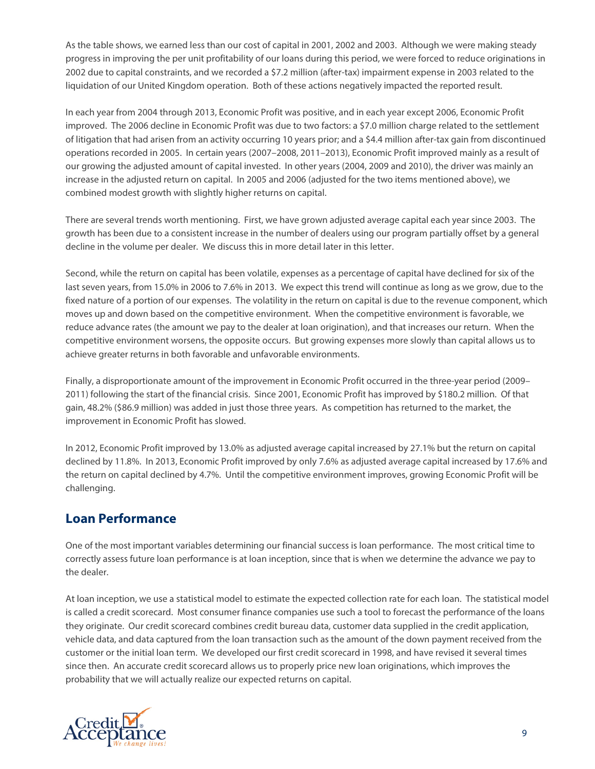As the table shows, we earned less than our cost of capital in 2001, 2002 and 2003. Although we were making steady progress in improving the per unit profitability of our loans during this period, we were forced to reduce originations in 2002 due to capital constraints, and we recorded a $7.2 million (after-tax) impairment expense in 2003 related to the liquidation of our United Kingdom operation. Both of these actions negatively impacted the reported result.

In each year from 2004 through 2013, Economic Profit was positive, and in each year except 2006, Economic Profit improved. The 2006 decline in Economic Profit was due to two factors: a $7.0 million charge related to the settlement of litigation that had arisen from an activity occurring 10 years prior; and a $4.4 million after-tax gain from discontinued operations recorded in 2005. In certain years (2007–2008, 2011–2013), Economic Profit improved mainly as a result of our growing the adjusted amount of capital invested. In other years (2004, 2009 and 2010), the driver was mainly an increase in the adjusted return on capital. In 2005 and 2006 (adjusted for the two items mentioned above), we combined modest growth with slightly higher returns on capital.

There are several trends worth mentioning. First, we have grown adjusted average capital each year since 2003. The growth has been due to a consistent increase in the number of dealers using our program partially offset by a general decline in the volume per dealer. We discuss this in more detail later in this letter.

Second, while the return on capital has been volatile, expenses as a percentage of capital have declined for six of the last seven years, from 15.0% in 2006 to 7.6% in 2013. We expect this trend will continue as long as we grow, due to the fixed nature of a portion of our expenses. The volatility in the return on capital is due to the revenue component, which moves up and down based on the competitive environment. When the competitive environment is favorable, we reduce advance rates (the amount we pay to the dealer at loan origination), and that increases our return. When the competitive environment worsens, the opposite occurs. But growing expenses more slowly than capital allows us to achieve greater returns in both favorable and unfavorable environments.

Finally, a disproportionate amount of the improvement in Economic Profit occurred in the three-year period (2009–2011) following the start of the financial crisis. Since 2001, Economic Profit has improved by $180.2 million. Of that gain, 48.2% ($86.9 million) was added in just those three years. As competition has returned to the market, the improvement in Economic Profit has slowed.

In 2012, Economic Profit improved by 13.0% as adjusted average capital increased by 27.1% but the return on capital declined by 11.8%. In 2013, Economic Profit improved by only 7.6% as adjusted average capital increased by 17.6% and the return on capital declined by 4.7%. Until the competitive environment improves, growing Economic Profit will be challenging.

## Loan Performance

One of the most important variables determining our financial success is loan performance. The most critical time to correctly assess future loan performance is at loan inception, since that is when we determine the advance we pay to the dealer.

At loan inception, we use a statistical model to estimate the expected collection rate for each loan. The statistical model is called a credit scorecard. Most consumer finance companies use such a tool to forecast the performance of the loans they originate. Our credit scorecard combines credit bureau data, customer data supplied in the credit application, vehicle data, and data captured from the loan transaction such as the amount of the down payment received from the customer or the initial loan term. We developed our first credit scorecard in 1998, and have revised it several times since then. An accurate credit scorecard allows us to properly price new loan originations, which improves the probability that we will actually realize our expected returns on capital.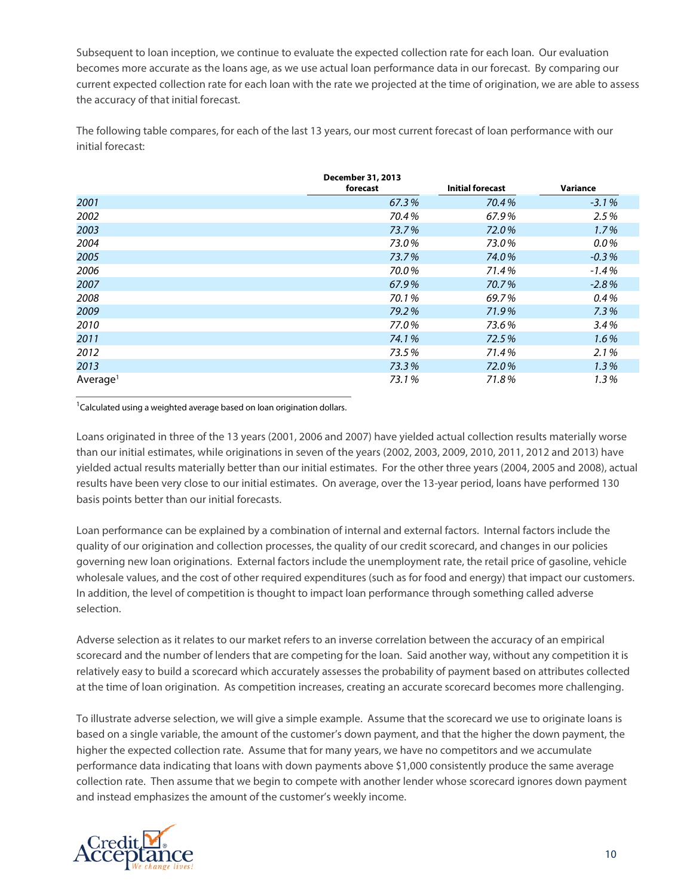Subsequent to loan inception, we continue to evaluate the expected collection rate for each loan. Our evaluation becomes more accurate as the loans age, as we use actual loan performance data in our forecast. By comparing our current expected collection rate for each loan with the rate we projected at the time of origination, we are able to assess the accuracy of that initial forecast.

The following table compares, for each of the last 13 years, our most current forecast of loan performance with our initial forecast:

| | December 31, 2013 forecast | Initial forecast | Variance |
|---|---|---|---|
| *2001* | *67.3%* | *70.4%* | *-3.1%* |
| *2002* | *70.4%* | *67.9%* | *2.5%* |
| *2003* | *73.7%* | *72.0%* | *1.7%* |
| *2004* | *73.0%* | *73.0%* | *0.0%* |
| *2005* | *73.7%* | *74.0%* | *-0.3%* |
| *2006* | *70.0%* | *71.4%* | *-1.4%* |
| *2007* | *67.9%* | *70.7%* | *-2.8%* |
| *2008* | *70.1%* | *69.7%* | *0.4%* |
| *2009* | *79.2%* | *71.9%* | *7.3%* |
| *2010* | *77.0%* | *73.6%* | *3.4%* |
| *2011* | *74.1%* | *72.5%* | *1.6%* |
| *2012* | *73.5%* | *71.4%* | *2.1%* |
| *2013* | *73.3%* | *72.0%* | *1.3%* |
| Average[1] | *73.1%* | *71.8%* | *1.3%* |

[1]Calculated using a weighted average based on loan origination dollars.

Loans originated in three of the 13 years (2001, 2006 and 2007) have yielded actual collection results materially worse than our initial estimates, while originations in seven of the years (2002, 2003, 2009, 2010, 2011, 2012 and 2013) have yielded actual results materially better than our initial estimates. For the other three years (2004, 2005 and 2008), actual results have been very close to our initial estimates. On average, over the 13-year period, loans have performed 130 basis points better than our initial forecasts.

Loan performance can be explained by a combination of internal and external factors. Internal factors include the quality of our origination and collection processes, the quality of our credit scorecard, and changes in our policies governing new loan originations. External factors include the unemployment rate, the retail price of gasoline, vehicle wholesale values, and the cost of other required expenditures (such as for food and energy) that impact our customers. In addition, the level of competition is thought to impact loan performance through something called adverse selection.

Adverse selection as it relates to our market refers to an inverse correlation between the accuracy of an empirical scorecard and the number of lenders that are competing for the loan. Said another way, without any competition it is relatively easy to build a scorecard which accurately assesses the probability of payment based on attributes collected at the time of loan origination. As competition increases, creating an accurate scorecard becomes more challenging.

To illustrate adverse selection, we will give a simple example. Assume that the scorecard we use to originate loans is based on a single variable, the amount of the customer's down payment, and that the higher the down payment, the higher the expected collection rate. Assume that for many years, we have no competitors and we accumulate performance data indicating that loans with down payments above $1,000 consistently produce the same average collection rate. Then assume that we begin to compete with another lender whose scorecard ignores down payment and instead emphasizes the amount of the customer's weekly income.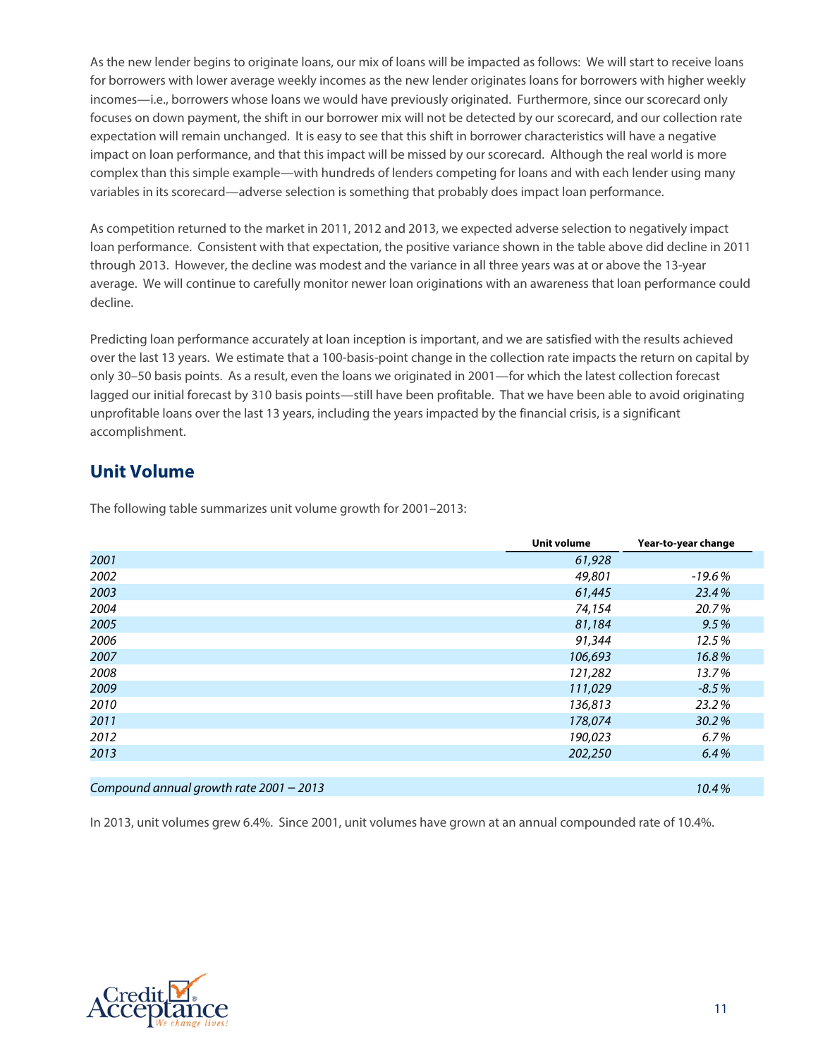As the new lender begins to originate loans, our mix of loans will be impacted as follows: We will start to receive loans for borrowers with lower average weekly incomes as the new lender originates loans for borrowers with higher weekly incomes—i.e., borrowers whose loans we would have previously originated. Furthermore, since our scorecard only focuses on down payment, the shift in our borrower mix will not be detected by our scorecard, and our collection rate expectation will remain unchanged. It is easy to see that this shift in borrower characteristics will have a negative impact on loan performance, and that this impact will be missed by our scorecard. Although the real world is more complex than this simple example—with hundreds of lenders competing for loans and with each lender using many variables in its scorecard—adverse selection is something that probably does impact loan performance.

As competition returned to the market in 2011, 2012 and 2013, we expected adverse selection to negatively impact loan performance. Consistent with that expectation, the positive variance shown in the table above did decline in 2011 through 2013. However, the decline was modest and the variance in all three years was at or above the 13-year average. We will continue to carefully monitor newer loan originations with an awareness that loan performance could decline.

Predicting loan performance accurately at loan inception is important, and we are satisfied with the results achieved over the last 13 years. We estimate that a 100-basis-point change in the collection rate impacts the return on capital by only 30–50 basis points. As a result, even the loans we originated in 2001—for which the latest collection forecast lagged our initial forecast by 310 basis points—still have been profitable. That we have been able to avoid originating unprofitable loans over the last 13 years, including the years impacted by the financial crisis, is a significant accomplishment.

## Unit Volume

The following table summarizes unit volume growth for 2001–2013:

| | Unit volume | Year-to-year change |
|---|---|---|
| *2001* | *61,928* | |
| *2002* | *49,801* | *-19.6%* |
| *2003* | *61,445* | *23.4%* |
| *2004* | *74,154* | *20.7%* |
| *2005* | *81,184* | *9.5%* |
| *2006* | *91,344* | *12.5%* |
| *2007* | *106,693* | *16.8%* |
| *2008* | *121,282* | *13.7%* |
| *2009* | *111,029* | *-8.5%* |
| *2010* | *136,813* | *23.2%* |
| *2011* | *178,074* | *30.2%* |
| *2012* | *190,023* | *6.7%* |
| *2013* | *202,250* | *6.4%* |
| | | |
| *Compound annual growth rate 2001 – 2013* | | *10.4%* |

In 2013, unit volumes grew 6.4%. Since 2001, unit volumes have grown at an annual compounded rate of 10.4%.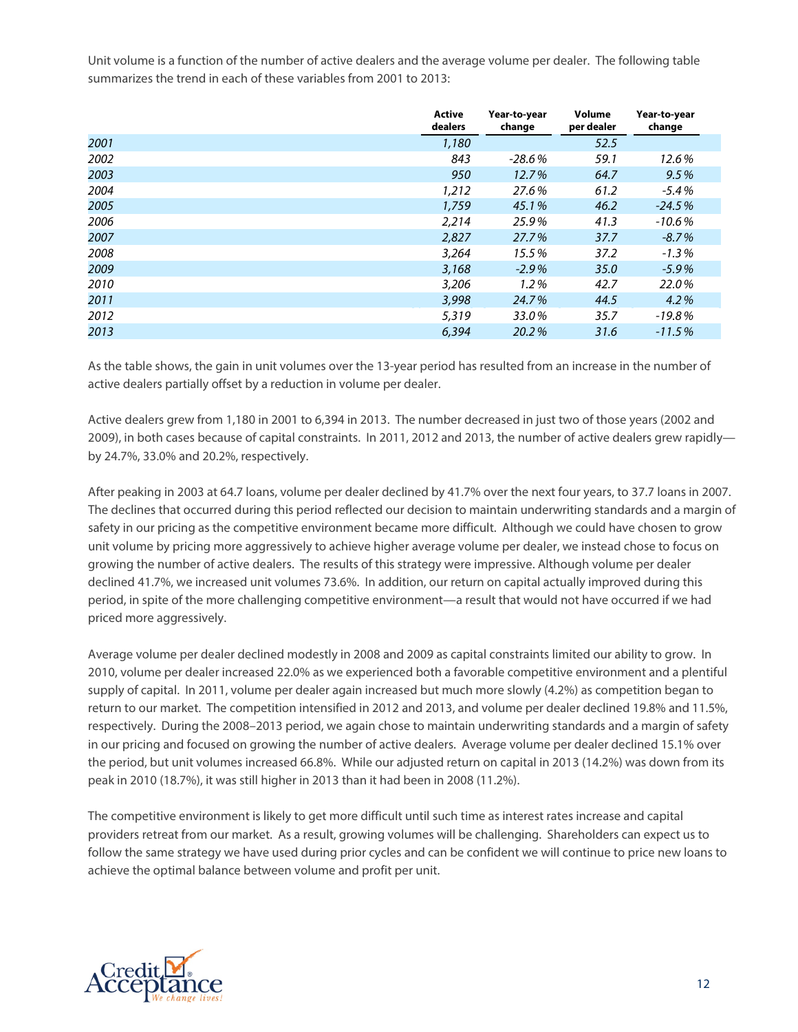Unit volume is a function of the number of active dealers and the average volume per dealer. The following table summarizes the trend in each of these variables from 2001 to 2013:

| | Active dealers | Year-to-year change | Volume per dealer | Year-to-year change |
|---|---|---|---|---|
| 2001 | 1,180 | | 52.5 | |
| 2002 | 843 | -28.6% | 59.1 | 12.6% |
| 2003 | 950 | 12.7% | 64.7 | 9.5% |
| 2004 | 1,212 | 27.6% | 61.2 | -5.4% |
| 2005 | 1,759 | 45.1% | 46.2 | -24.5% |
| 2006 | 2,214 | 25.9% | 41.3 | -10.6% |
| 2007 | 2,827 | 27.7% | 37.7 | -8.7% |
| 2008 | 3,264 | 15.5% | 37.2 | -1.3% |
| 2009 | 3,168 | -2.9% | 35.0 | -5.9% |
| 2010 | 3,206 | 1.2% | 42.7 | 22.0% |
| 2011 | 3,998 | 24.7% | 44.5 | 4.2% |
| 2012 | 5,319 | 33.0% | 35.7 | -19.8% |
| 2013 | 6,394 | 20.2% | 31.6 | -11.5% |

As the table shows, the gain in unit volumes over the 13-year period has resulted from an increase in the number of active dealers partially offset by a reduction in volume per dealer.

Active dealers grew from 1,180 in 2001 to 6,394 in 2013. The number decreased in just two of those years (2002 and 2009), in both cases because of capital constraints. In 2011, 2012 and 2013, the number of active dealers grew rapidly—by 24.7%, 33.0% and 20.2%, respectively.

After peaking in 2003 at 64.7 loans, volume per dealer declined by 41.7% over the next four years, to 37.7 loans in 2007. The declines that occurred during this period reflected our decision to maintain underwriting standards and a margin of safety in our pricing as the competitive environment became more difficult. Although we could have chosen to grow unit volume by pricing more aggressively to achieve higher average volume per dealer, we instead chose to focus on growing the number of active dealers. The results of this strategy were impressive. Although volume per dealer declined 41.7%, we increased unit volumes 73.6%. In addition, our return on capital actually improved during this period, in spite of the more challenging competitive environment—a result that would not have occurred if we had priced more aggressively.

Average volume per dealer declined modestly in 2008 and 2009 as capital constraints limited our ability to grow. In 2010, volume per dealer increased 22.0% as we experienced both a favorable competitive environment and a plentiful supply of capital. In 2011, volume per dealer again increased but much more slowly (4.2%) as competition began to return to our market. The competition intensified in 2012 and 2013, and volume per dealer declined 19.8% and 11.5%, respectively. During the 2008–2013 period, we again chose to maintain underwriting standards and a margin of safety in our pricing and focused on growing the number of active dealers. Average volume per dealer declined 15.1% over the period, but unit volumes increased 66.8%. While our adjusted return on capital in 2013 (14.2%) was down from its peak in 2010 (18.7%), it was still higher in 2013 than it had been in 2008 (11.2%).

The competitive environment is likely to get more difficult until such time as interest rates increase and capital providers retreat from our market. As a result, growing volumes will be challenging. Shareholders can expect us to follow the same strategy we have used during prior cycles and can be confident we will continue to price new loans to achieve the optimal balance between volume and profit per unit.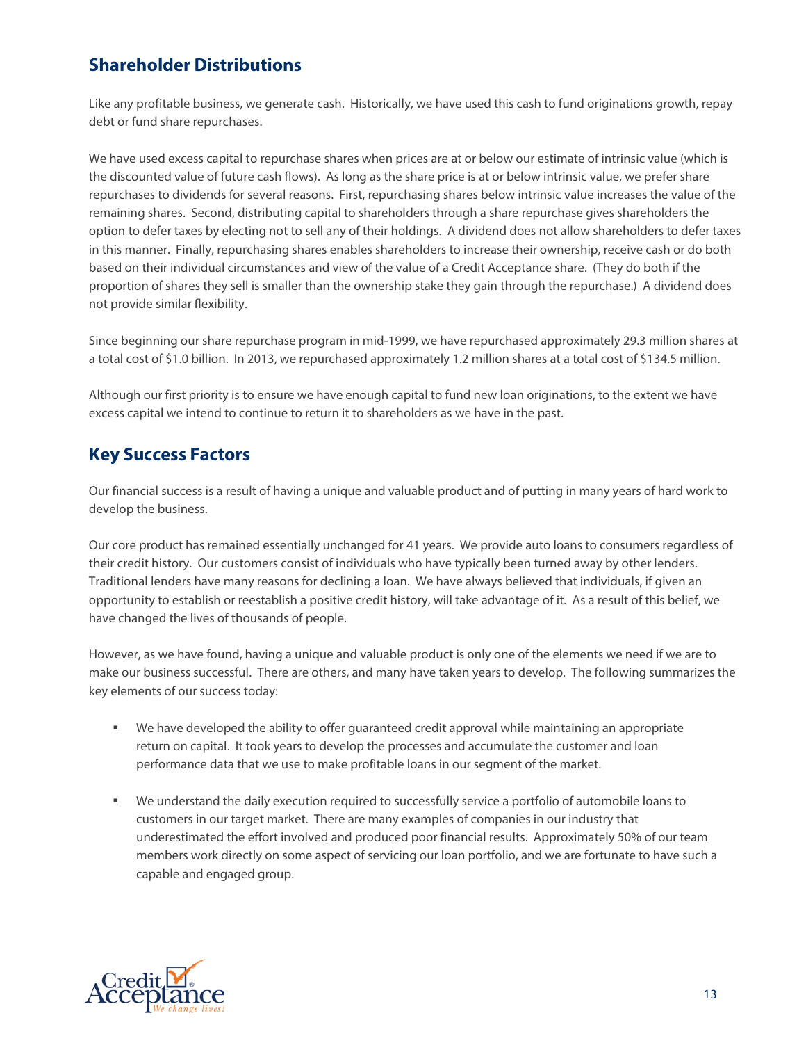## Shareholder Distributions

Like any profitable business, we generate cash. Historically, we have used this cash to fund originations growth, repay debt or fund share repurchases.

We have used excess capital to repurchase shares when prices are at or below our estimate of intrinsic value (which is the discounted value of future cash flows). As long as the share price is at or below intrinsic value, we prefer share repurchases to dividends for several reasons. First, repurchasing shares below intrinsic value increases the value of the remaining shares. Second, distributing capital to shareholders through a share repurchase gives shareholders the option to defer taxes by electing not to sell any of their holdings. A dividend does not allow shareholders to defer taxes in this manner. Finally, repurchasing shares enables shareholders to increase their ownership, receive cash or do both based on their individual circumstances and view of the value of a Credit Acceptance share. (They do both if the proportion of shares they sell is smaller than the ownership stake they gain through the repurchase.) A dividend does not provide similar flexibility.

Since beginning our share repurchase program in mid-1999, we have repurchased approximately 29.3 million shares at a total cost of $1.0 billion. In 2013, we repurchased approximately 1.2 million shares at a total cost of $134.5 million.

Although our first priority is to ensure we have enough capital to fund new loan originations, to the extent we have excess capital we intend to continue to return it to shareholders as we have in the past.

## Key Success Factors

Our financial success is a result of having a unique and valuable product and of putting in many years of hard work to develop the business.

Our core product has remained essentially unchanged for 41 years. We provide auto loans to consumers regardless of their credit history. Our customers consist of individuals who have typically been turned away by other lenders. Traditional lenders have many reasons for declining a loan. We have always believed that individuals, if given an opportunity to establish or reestablish a positive credit history, will take advantage of it. As a result of this belief, we have changed the lives of thousands of people.

However, as we have found, having a unique and valuable product is only one of the elements we need if we are to make our business successful. There are others, and many have taken years to develop. The following summarizes the key elements of our success today:

- We have developed the ability to offer guaranteed credit approval while maintaining an appropriate return on capital. It took years to develop the processes and accumulate the customer and loan performance data that we use to make profitable loans in our segment of the market.

- We understand the daily execution required to successfully service a portfolio of automobile loans to customers in our target market. There are many examples of companies in our industry that underestimated the effort involved and produced poor financial results. Approximately 50% of our team members work directly on some aspect of servicing our loan portfolio, and we are fortunate to have such a capable and engaged group.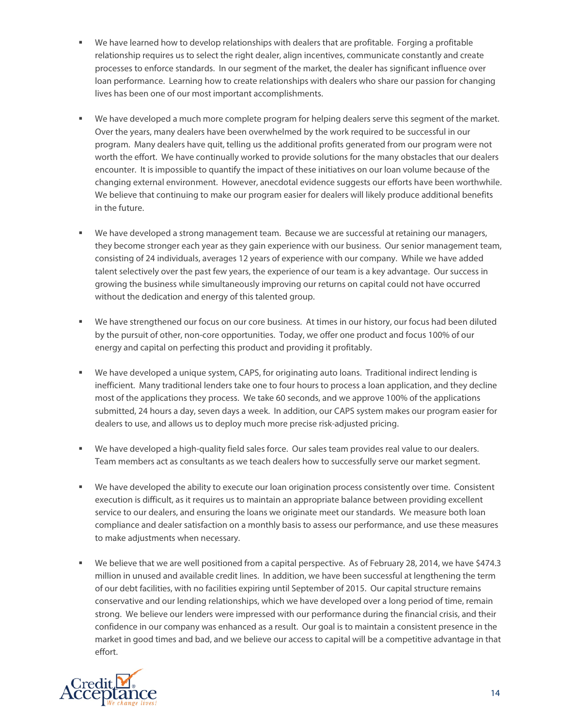- We have learned how to develop relationships with dealers that are profitable. Forging a profitable relationship requires us to select the right dealer, align incentives, communicate constantly and create processes to enforce standards. In our segment of the market, the dealer has significant influence over loan performance. Learning how to create relationships with dealers who share our passion for changing lives has been one of our most important accomplishments.

- We have developed a much more complete program for helping dealers serve this segment of the market. Over the years, many dealers have been overwhelmed by the work required to be successful in our program. Many dealers have quit, telling us the additional profits generated from our program were not worth the effort. We have continually worked to provide solutions for the many obstacles that our dealers encounter. It is impossible to quantify the impact of these initiatives on our loan volume because of the changing external environment. However, anecdotal evidence suggests our efforts have been worthwhile. We believe that continuing to make our program easier for dealers will likely produce additional benefits in the future.

- We have developed a strong management team. Because we are successful at retaining our managers, they become stronger each year as they gain experience with our business. Our senior management team, consisting of 24 individuals, averages 12 years of experience with our company. While we have added talent selectively over the past few years, the experience of our team is a key advantage. Our success in growing the business while simultaneously improving our returns on capital could not have occurred without the dedication and energy of this talented group.

- We have strengthened our focus on our core business. At times in our history, our focus had been diluted by the pursuit of other, non-core opportunities. Today, we offer one product and focus 100% of our energy and capital on perfecting this product and providing it profitably.

- We have developed a unique system, CAPS, for originating auto loans. Traditional indirect lending is inefficient. Many traditional lenders take one to four hours to process a loan application, and they decline most of the applications they process. We take 60 seconds, and we approve 100% of the applications submitted, 24 hours a day, seven days a week. In addition, our CAPS system makes our program easier for dealers to use, and allows us to deploy much more precise risk-adjusted pricing.

- We have developed a high-quality field sales force. Our sales team provides real value to our dealers. Team members act as consultants as we teach dealers how to successfully serve our market segment.

- We have developed the ability to execute our loan origination process consistently over time. Consistent execution is difficult, as it requires us to maintain an appropriate balance between providing excellent service to our dealers, and ensuring the loans we originate meet our standards. We measure both loan compliance and dealer satisfaction on a monthly basis to assess our performance, and use these measures to make adjustments when necessary.

- We believe that we are well positioned from a capital perspective. As of February 28, 2014, we have $474.3 million in unused and available credit lines. In addition, we have been successful at lengthening the term of our debt facilities, with no facilities expiring until September of 2015. Our capital structure remains conservative and our lending relationships, which we have developed over a long period of time, remain strong. We believe our lenders were impressed with our performance during the financial crisis, and their confidence in our company was enhanced as a result. Our goal is to maintain a consistent presence in the market in good times and bad, and we believe our access to capital will be a competitive advantage in that effort.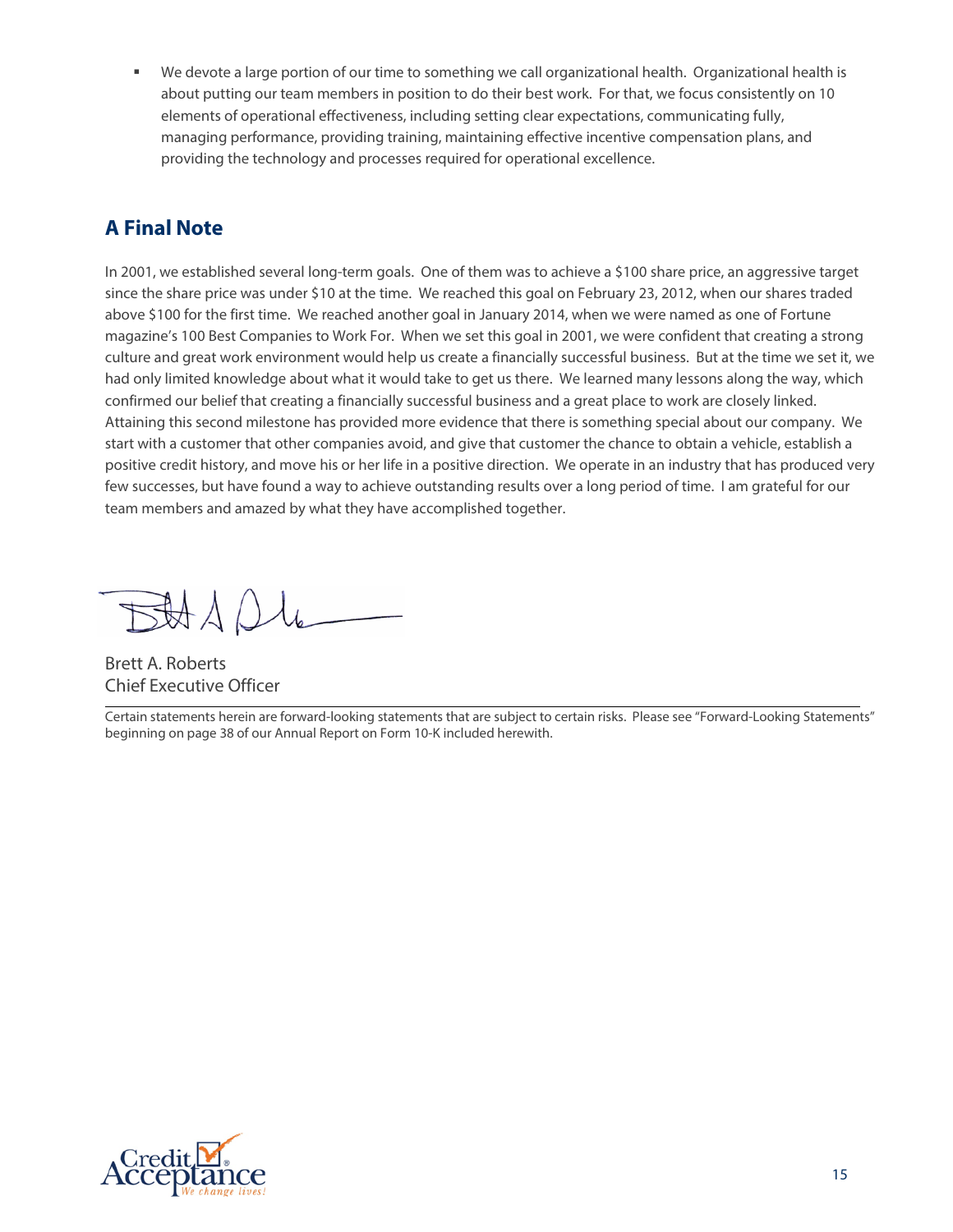- We devote a large portion of our time to something we call organizational health. Organizational health is about putting our team members in position to do their best work. For that, we focus consistently on 10 elements of operational effectiveness, including setting clear expectations, communicating fully, managing performance, providing training, maintaining effective incentive compensation plans, and providing the technology and processes required for operational excellence.

## A Final Note

In 2001, we established several long-term goals. One of them was to achieve a $100 share price, an aggressive target since the share price was under $10 at the time. We reached this goal on February 23, 2012, when our shares traded above $100 for the first time. We reached another goal in January 2014, when we were named as one of Fortune magazine's 100 Best Companies to Work For. When we set this goal in 2001, we were confident that creating a strong culture and great work environment would help us create a financially successful business. But at the time we set it, we had only limited knowledge about what it would take to get us there. We learned many lessons along the way, which confirmed our belief that creating a financially successful business and a great place to work are closely linked. Attaining this second milestone has provided more evidence that there is something special about our company. We start with a customer that other companies avoid, and give that customer the chance to obtain a vehicle, establish a positive credit history, and move his or her life in a positive direction. We operate in an industry that has produced very few successes, but have found a way to achieve outstanding results over a long period of time. I am grateful for our team members and amazed by what they have accomplished together.

Brett A. Roberts
Chief Executive Officer

---

Certain statements herein are forward-looking statements that are subject to certain risks. Please see "Forward-Looking Statements" beginning on page 38 of our Annual Report on Form 10-K included herewith.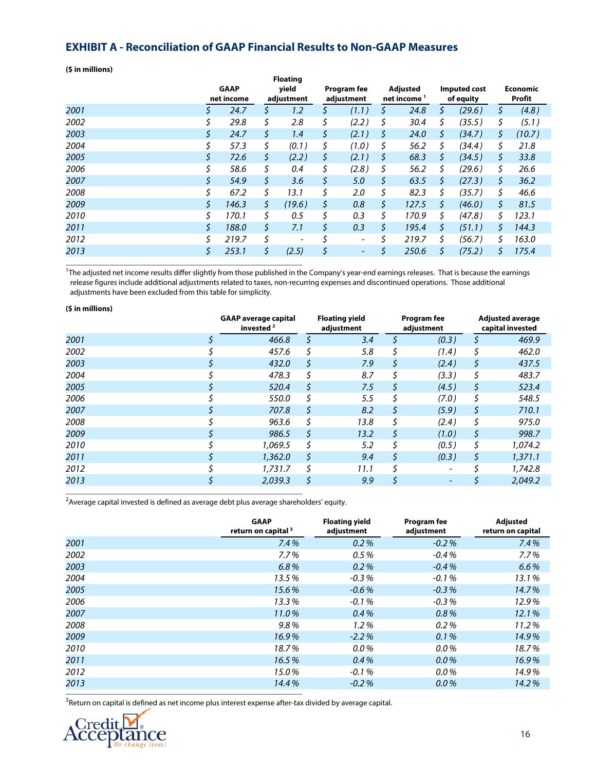## EXHIBIT A - Reconciliation of GAAP Financial Results to Non-GAAP Measures

**($ in millions)**

| | GAAP net income | Floating yield adjustment | Program fee adjustment | Adjusted net income [1] | Imputed cost of equity | Economic Profit |
|---|---|---|---|---|---|---|
| *2001* | $ 24.7 | $ 1.2 | $ (1.1) | $ 24.8 | $ (29.6) | $ (4.8) |
| *2002* | $ 29.8 | $ 2.8 | $ (2.2) | $ 30.4 | $ (35.5) | $ (5.1) |
| *2003* | $ 24.7 | $ 1.4 | $ (2.1) | $ 24.0 | $ (34.7) | $ (10.7) |
| *2004* | $ 57.3 | $ (0.1) | $ (1.0) | $ 56.2 | $ (34.4) | $ 21.8 |
| *2005* | $ 72.6 | $ (2.2) | $ (2.1) | $ 68.3 | $ (34.5) | $ 33.8 |
| *2006* | $ 58.6 | $ 0.4 | $ (2.8) | $ 56.2 | $ (29.6) | $ 26.6 |
| *2007* | $ 54.9 | $ 3.6 | $ 5.0 | $ 63.5 | $ (27.3) | $ 36.2 |
| *2008* | $ 67.2 | $ 13.1 | $ 2.0 | $ 82.3 | $ (35.7) | $ 46.6 |
| *2009* | $ 146.3 | $ (19.6) | $ 0.8 | $ 127.5 | $ (46.0) | $ 81.5 |
| *2010* | $ 170.1 | $ 0.5 | $ 0.3 | $ 170.9 | $ (47.8) | $ 123.1 |
| *2011* | $ 188.0 | $ 7.1 | $ 0.3 | $ 195.4 | $ (51.1) | $ 144.3 |
| *2012* | $ 219.7 | $ - | $ - | $ 219.7 | $ (56.7) | $ 163.0 |
| *2013* | $ 253.1 | $ (2.5) | $ - | $ 250.6 | $ (75.2) | $ 175.4 |

[1]The adjusted net income results differ slightly from those published in the Company's year-end earnings releases. That is because the earnings release figures include additional adjustments related to taxes, non-recurring expenses and discontinued operations. Those additional adjustments have been excluded from this table for simplicity.

**($ in millions)**

| | GAAP average capital invested [2] | Floating yield adjustment | Program fee adjustment | Adjusted average capital invested |
|---|---|---|---|---|
| *2001* | $ 466.8 | $ 3.4 | $ (0.3) | $ 469.9 |
| *2002* | $ 457.6 | $ 5.8 | $ (1.4) | $ 462.0 |
| *2003* | $ 432.0 | $ 7.9 | $ (2.4) | $ 437.5 |
| *2004* | $ 478.3 | $ 8.7 | $ (3.3) | $ 483.7 |
| *2005* | $ 520.4 | $ 7.5 | $ (4.5) | $ 523.4 |
| *2006* | $ 550.0 | $ 5.5 | $ (7.0) | $ 548.5 |
| *2007* | $ 707.8 | $ 8.2 | $ (5.9) | $ 710.1 |
| *2008* | $ 963.6 | $ 13.8 | $ (2.4) | $ 975.0 |
| *2009* | $ 986.5 | $ 13.2 | $ (1.0) | $ 998.7 |
| *2010* | $ 1,069.5 | $ 5.2 | $ (0.5) | $ 1,074.2 |
| *2011* | $ 1,362.0 | $ 9.4 | $ (0.3) | $ 1,371.1 |
| *2012* | $ 1,731.7 | $ 11.1 | $ - | $ 1,742.8 |
| *2013* | $ 2,039.3 | $ 9.9 | $ - | $ 2,049.2 |

[2]Average capital invested is defined as average debt plus average shareholders' equity.

| | GAAP return on capital [3] | Floating yield adjustment | Program fee adjustment | Adjusted return on capital |
|---|---|---|---|---|
| *2001* | 7.4% | 0.2% | -0.2% | 7.4% |
| *2002* | 7.7% | 0.5% | -0.4% | 7.7% |
| *2003* | 6.8% | 0.2% | -0.4% | 6.6% |
| *2004* | 13.5% | -0.3% | -0.1% | 13.1% |
| *2005* | 15.6% | -0.6% | -0.3% | 14.7% |
| *2006* | 13.3% | -0.1% | -0.3% | 12.9% |
| *2007* | 11.0% | 0.4% | 0.8% | 12.1% |
| *2008* | 9.8% | 1.2% | 0.2% | 11.2% |
| *2009* | 16.9% | -2.2% | 0.1% | 14.9% |
| *2010* | 18.7% | 0.0% | 0.0% | 18.7% |
| *2011* | 16.5% | 0.4% | 0.0% | 16.9% |
| *2012* | 15.0% | -0.1% | 0.0% | 14.9% |
| *2013* | 14.4% | -0.2% | 0.0% | 14.2% |

[3]Return on capital is defined as net income plus interest expense after-tax divided by average capital.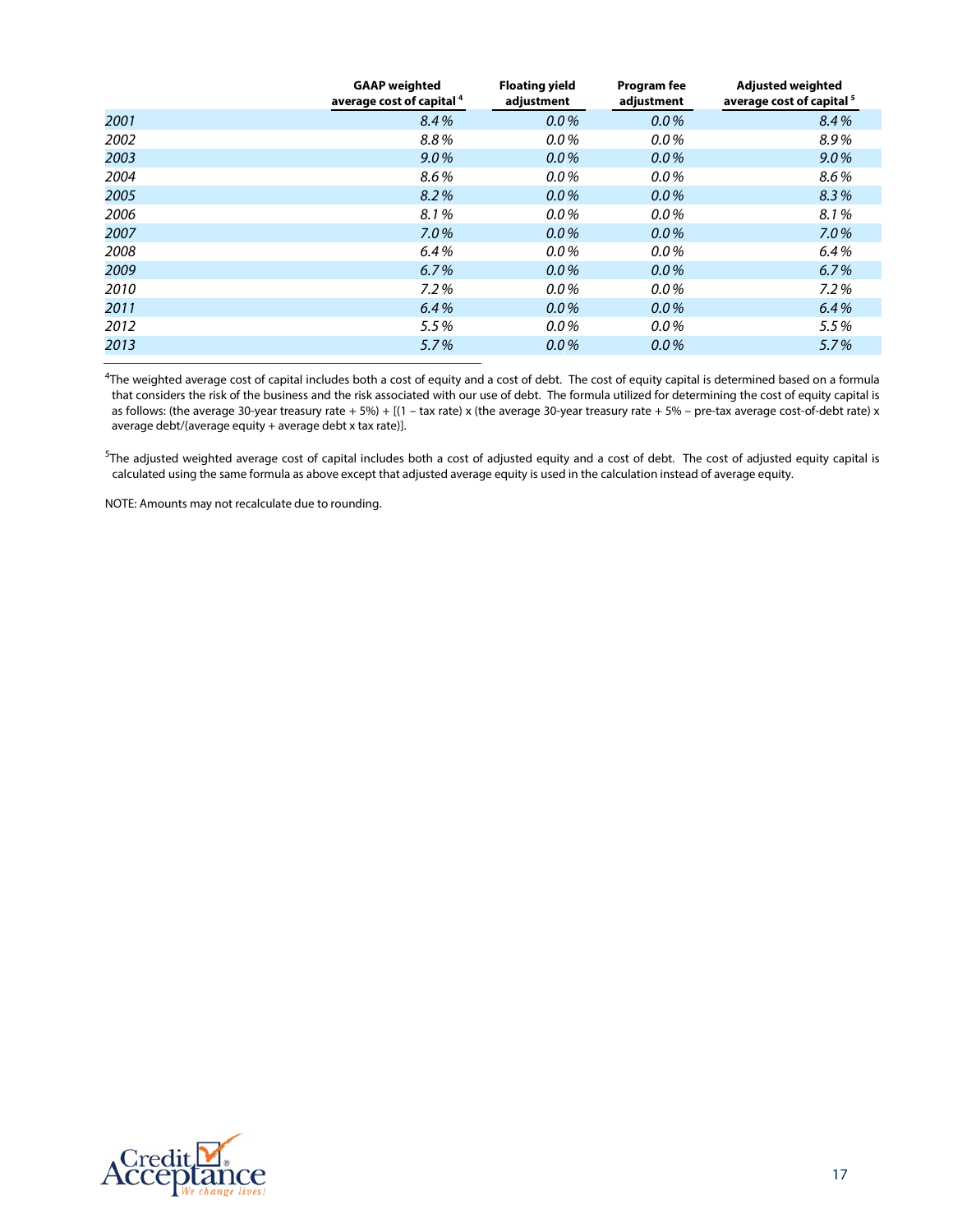| | GAAP weighted average cost of capital [4] | Floating yield adjustment | Program fee adjustment | Adjusted weighted average cost of capital [5] |
|---|---|---|---|---|
| *2001* | *8.4%* | *0.0%* | *0.0%* | *8.4%* |
| *2002* | *8.8%* | *0.0%* | *0.0%* | *8.9%* |
| *2003* | *9.0%* | *0.0%* | *0.0%* | *9.0%* |
| *2004* | *8.6%* | *0.0%* | *0.0%* | *8.6%* |
| *2005* | *8.2%* | *0.0%* | *0.0%* | *8.3%* |
| *2006* | *8.1%* | *0.0%* | *0.0%* | *8.1%* |
| *2007* | *7.0%* | *0.0%* | *0.0%* | *7.0%* |
| *2008* | *6.4%* | *0.0%* | *0.0%* | *6.4%* |
| *2009* | *6.7%* | *0.0%* | *0.0%* | *6.7%* |
| *2010* | *7.2%* | *0.0%* | *0.0%* | *7.2%* |
| *2011* | *6.4%* | *0.0%* | *0.0%* | *6.4%* |
| *2012* | *5.5%* | *0.0%* | *0.0%* | *5.5%* |
| *2013* | *5.7%* | *0.0%* | *0.0%* | *5.7%* |

[4]The weighted average cost of capital includes both a cost of equity and a cost of debt. The cost of equity capital is determined based on a formula that considers the risk of the business and the risk associated with our use of debt. The formula utilized for determining the cost of equity capital is as follows: (the average 30-year treasury rate + 5%) + [(1 – tax rate) x (the average 30-year treasury rate + 5% – pre-tax average cost-of-debt rate) x average debt/(average equity + average debt x tax rate)].

[5]The adjusted weighted average cost of capital includes both a cost of adjusted equity and a cost of debt. The cost of adjusted equity capital is calculated using the same formula as above except that adjusted average equity is used in the calculation instead of average equity.

NOTE: Amounts may not recalculate due to rounding.